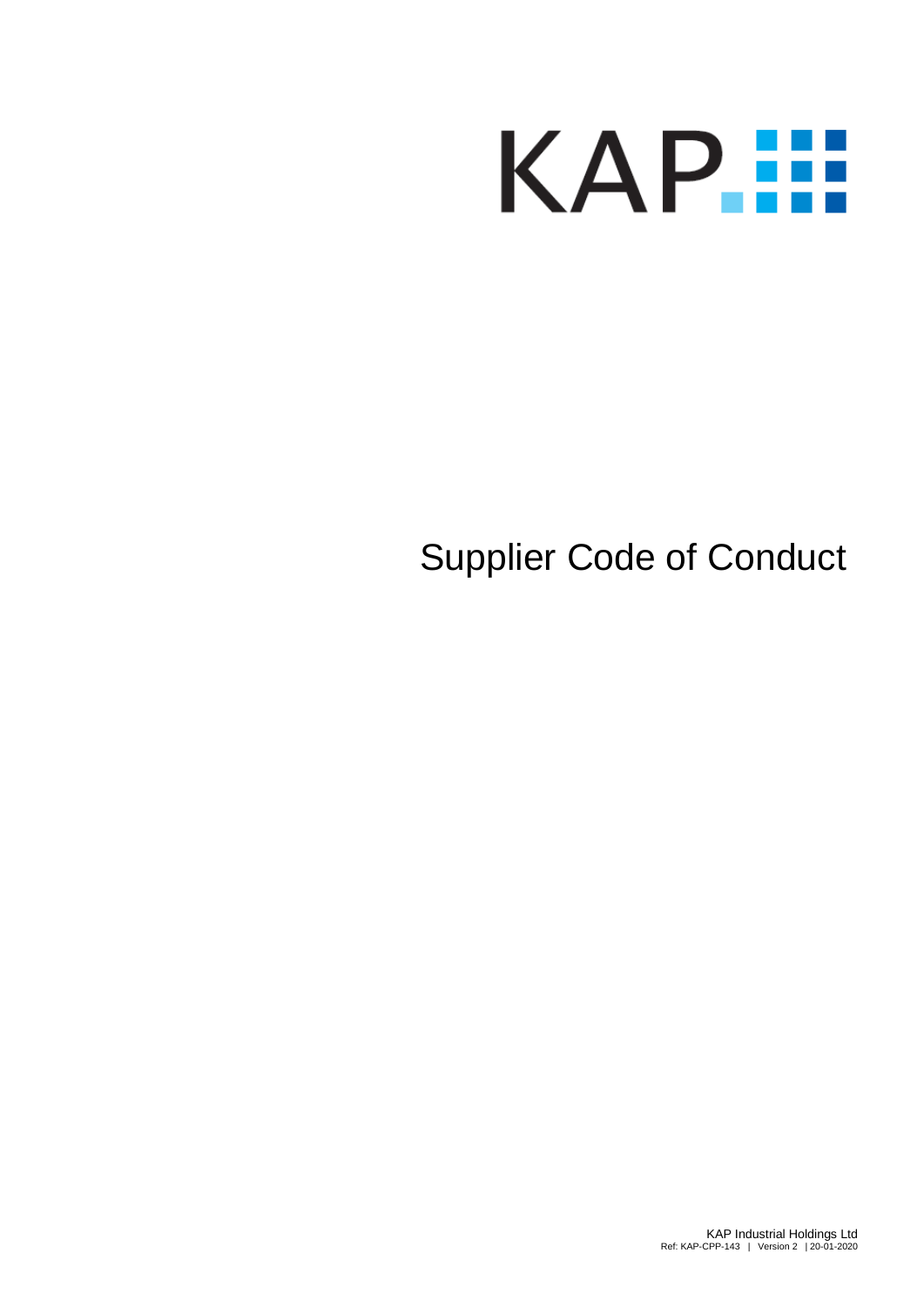KAP

# Supplier Code of Conduct

KAP Industrial Holdings Ltd
Ref: KAP-CPP-143 | Version 2 | 20-01-2020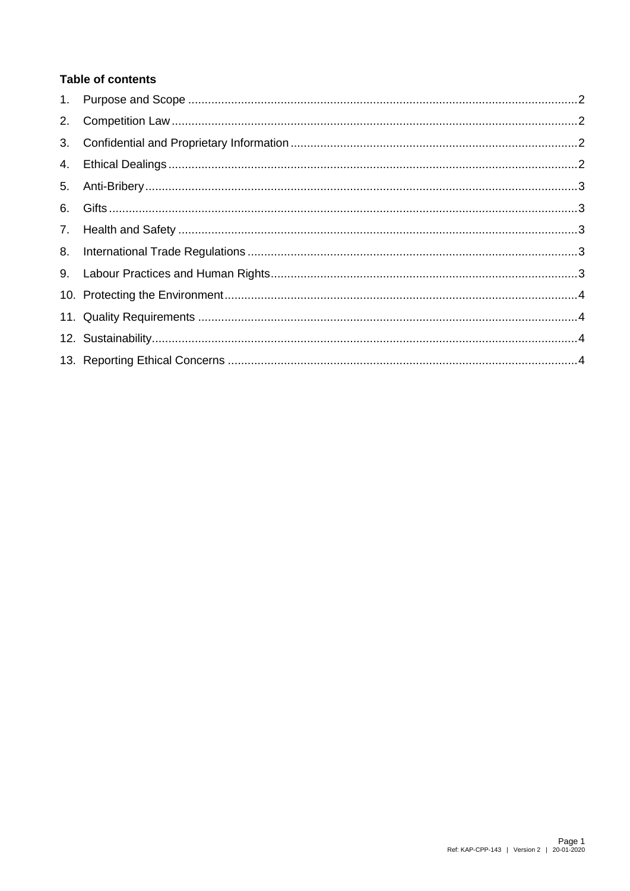**Table of contents**

1. Purpose and Scope ..... 2
2. Competition Law ..... 2
3. Confidential and Proprietary Information ..... 2
4. Ethical Dealings ..... 2
5. Anti-Bribery ..... 3
6. Gifts ..... 3
7. Health and Safety ..... 3
8. International Trade Regulations ..... 3
9. Labour Practices and Human Rights ..... 3
10. Protecting the Environment ..... 4
11. Quality Requirements ..... 4
12. Sustainability ..... 4
13. Reporting Ethical Concerns ..... 4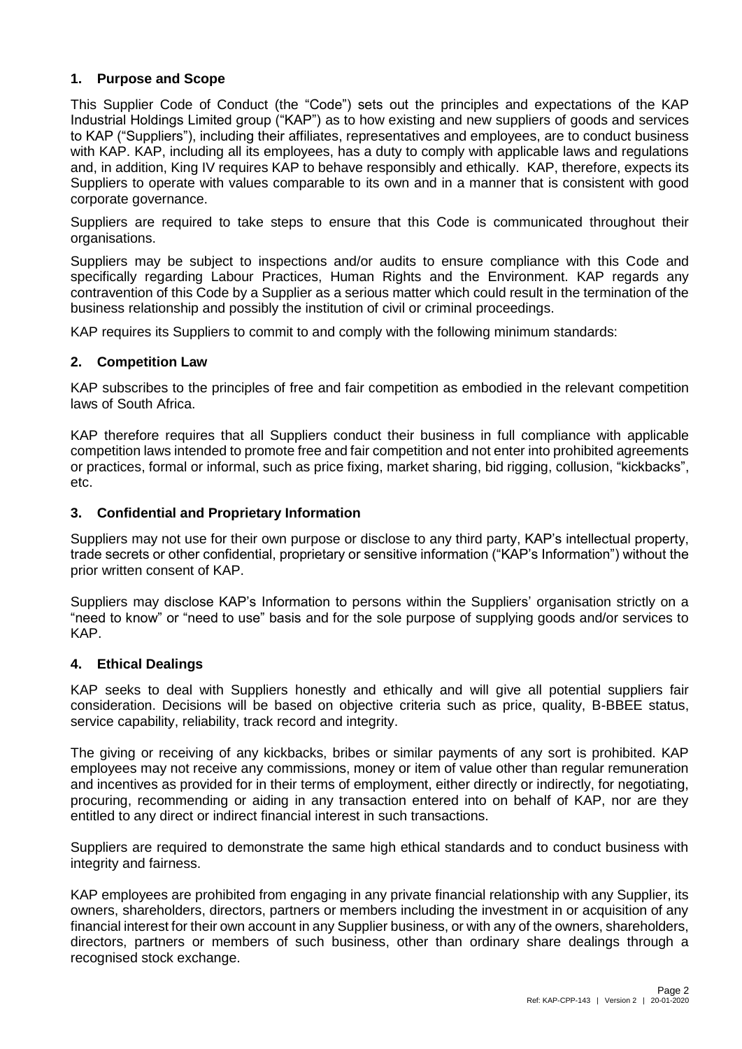## 1. Purpose and Scope

This Supplier Code of Conduct (the "Code") sets out the principles and expectations of the KAP Industrial Holdings Limited group ("KAP") as to how existing and new suppliers of goods and services to KAP ("Suppliers"), including their affiliates, representatives and employees, are to conduct business with KAP. KAP, including all its employees, has a duty to comply with applicable laws and regulations and, in addition, King IV requires KAP to behave responsibly and ethically. KAP, therefore, expects its Suppliers to operate with values comparable to its own and in a manner that is consistent with good corporate governance.

Suppliers are required to take steps to ensure that this Code is communicated throughout their organisations.

Suppliers may be subject to inspections and/or audits to ensure compliance with this Code and specifically regarding Labour Practices, Human Rights and the Environment. KAP regards any contravention of this Code by a Supplier as a serious matter which could result in the termination of the business relationship and possibly the institution of civil or criminal proceedings.

KAP requires its Suppliers to commit to and comply with the following minimum standards:

## 2. Competition Law

KAP subscribes to the principles of free and fair competition as embodied in the relevant competition laws of South Africa.

KAP therefore requires that all Suppliers conduct their business in full compliance with applicable competition laws intended to promote free and fair competition and not enter into prohibited agreements or practices, formal or informal, such as price fixing, market sharing, bid rigging, collusion, "kickbacks", etc.

## 3. Confidential and Proprietary Information

Suppliers may not use for their own purpose or disclose to any third party, KAP's intellectual property, trade secrets or other confidential, proprietary or sensitive information ("KAP's Information") without the prior written consent of KAP.

Suppliers may disclose KAP's Information to persons within the Suppliers' organisation strictly on a "need to know" or "need to use" basis and for the sole purpose of supplying goods and/or services to KAP.

## 4. Ethical Dealings

KAP seeks to deal with Suppliers honestly and ethically and will give all potential suppliers fair consideration. Decisions will be based on objective criteria such as price, quality, B-BBEE status, service capability, reliability, track record and integrity.

The giving or receiving of any kickbacks, bribes or similar payments of any sort is prohibited. KAP employees may not receive any commissions, money or item of value other than regular remuneration and incentives as provided for in their terms of employment, either directly or indirectly, for negotiating, procuring, recommending or aiding in any transaction entered into on behalf of KAP, nor are they entitled to any direct or indirect financial interest in such transactions.

Suppliers are required to demonstrate the same high ethical standards and to conduct business with integrity and fairness.

KAP employees are prohibited from engaging in any private financial relationship with any Supplier, its owners, shareholders, directors, partners or members including the investment in or acquisition of any financial interest for their own account in any Supplier business, or with any of the owners, shareholders, directors, partners or members of such business, other than ordinary share dealings through a recognised stock exchange.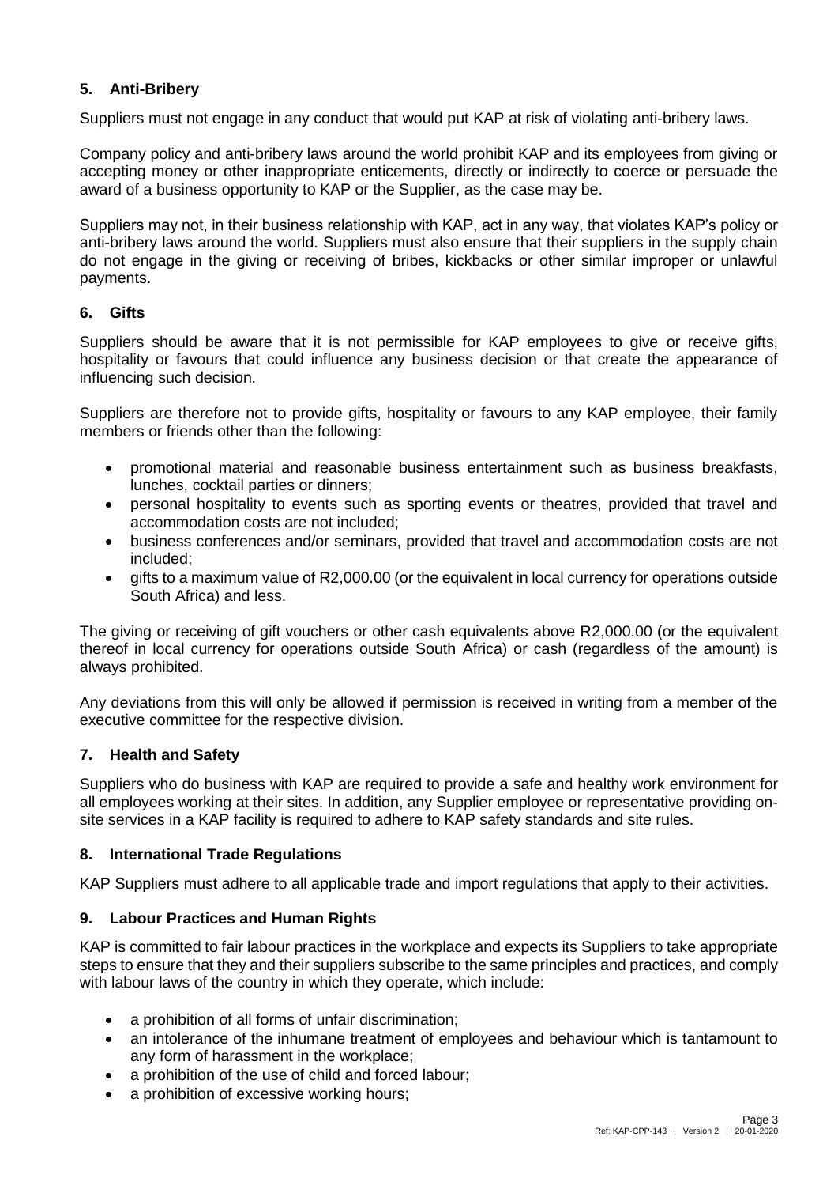## 5. Anti-Bribery

Suppliers must not engage in any conduct that would put KAP at risk of violating anti-bribery laws.

Company policy and anti-bribery laws around the world prohibit KAP and its employees from giving or accepting money or other inappropriate enticements, directly or indirectly to coerce or persuade the award of a business opportunity to KAP or the Supplier, as the case may be.

Suppliers may not, in their business relationship with KAP, act in any way, that violates KAP's policy or anti-bribery laws around the world. Suppliers must also ensure that their suppliers in the supply chain do not engage in the giving or receiving of bribes, kickbacks or other similar improper or unlawful payments.

## 6. Gifts

Suppliers should be aware that it is not permissible for KAP employees to give or receive gifts, hospitality or favours that could influence any business decision or that create the appearance of influencing such decision.

Suppliers are therefore not to provide gifts, hospitality or favours to any KAP employee, their family members or friends other than the following:

- promotional material and reasonable business entertainment such as business breakfasts, lunches, cocktail parties or dinners;
- personal hospitality to events such as sporting events or theatres, provided that travel and accommodation costs are not included;
- business conferences and/or seminars, provided that travel and accommodation costs are not included;
- gifts to a maximum value of R2,000.00 (or the equivalent in local currency for operations outside South Africa) and less.

The giving or receiving of gift vouchers or other cash equivalents above R2,000.00 (or the equivalent thereof in local currency for operations outside South Africa) or cash (regardless of the amount) is always prohibited.

Any deviations from this will only be allowed if permission is received in writing from a member of the executive committee for the respective division.

## 7. Health and Safety

Suppliers who do business with KAP are required to provide a safe and healthy work environment for all employees working at their sites. In addition, any Supplier employee or representative providing on-site services in a KAP facility is required to adhere to KAP safety standards and site rules.

## 8. International Trade Regulations

KAP Suppliers must adhere to all applicable trade and import regulations that apply to their activities.

## 9. Labour Practices and Human Rights

KAP is committed to fair labour practices in the workplace and expects its Suppliers to take appropriate steps to ensure that they and their suppliers subscribe to the same principles and practices, and comply with labour laws of the country in which they operate, which include:

- a prohibition of all forms of unfair discrimination;
- an intolerance of the inhumane treatment of employees and behaviour which is tantamount to any form of harassment in the workplace;
- a prohibition of the use of child and forced labour;
- a prohibition of excessive working hours;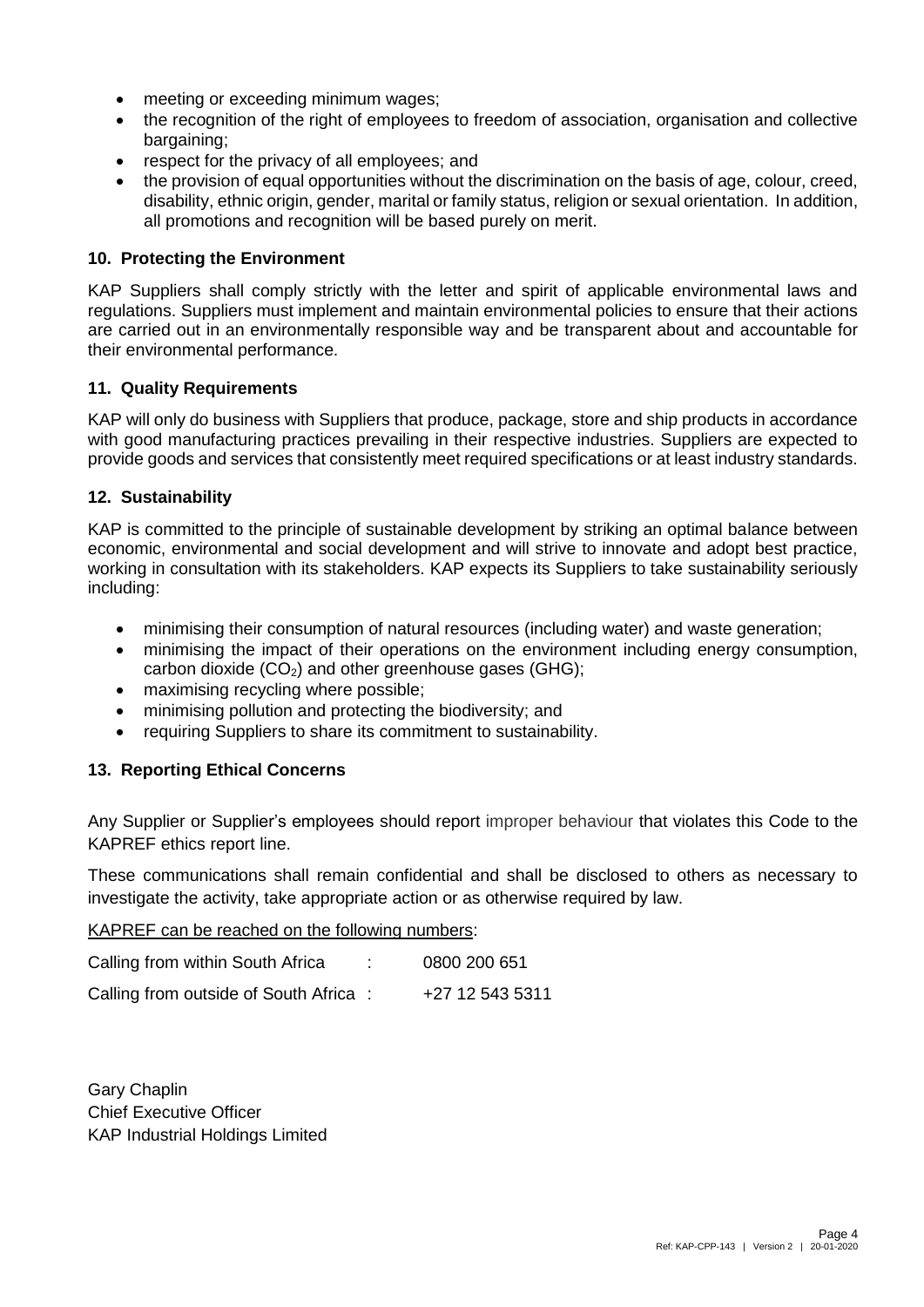- meeting or exceeding minimum wages;
- the recognition of the right of employees to freedom of association, organisation and collective bargaining;
- respect for the privacy of all employees; and
- the provision of equal opportunities without the discrimination on the basis of age, colour, creed, disability, ethnic origin, gender, marital or family status, religion or sexual orientation. In addition, all promotions and recognition will be based purely on merit.

## 10. Protecting the Environment

KAP Suppliers shall comply strictly with the letter and spirit of applicable environmental laws and regulations. Suppliers must implement and maintain environmental policies to ensure that their actions are carried out in an environmentally responsible way and be transparent about and accountable for their environmental performance.

## 11. Quality Requirements

KAP will only do business with Suppliers that produce, package, store and ship products in accordance with good manufacturing practices prevailing in their respective industries. Suppliers are expected to provide goods and services that consistently meet required specifications or at least industry standards.

## 12. Sustainability

KAP is committed to the principle of sustainable development by striking an optimal balance between economic, environmental and social development and will strive to innovate and adopt best practice, working in consultation with its stakeholders. KAP expects its Suppliers to take sustainability seriously including:

- minimising their consumption of natural resources (including water) and waste generation;
- minimising the impact of their operations on the environment including energy consumption, carbon dioxide ($CO_2$) and other greenhouse gases (GHG);
- maximising recycling where possible;
- minimising pollution and protecting the biodiversity; and
- requiring Suppliers to share its commitment to sustainability.

## 13. Reporting Ethical Concerns

Any Supplier or Supplier's employees should report improper behaviour that violates this Code to the KAPREF ethics report line.

These communications shall remain confidential and shall be disclosed to others as necessary to investigate the activity, take appropriate action or as otherwise required by law.

KAPREF can be reached on the following numbers:

Calling from within South Africa : 0800 200 651

Calling from outside of South Africa : +27 12 543 5311

Gary Chaplin
Chief Executive Officer
KAP Industrial Holdings Limited

Ref: KAP-CPP-143 | Version 2 | 20-01-2020